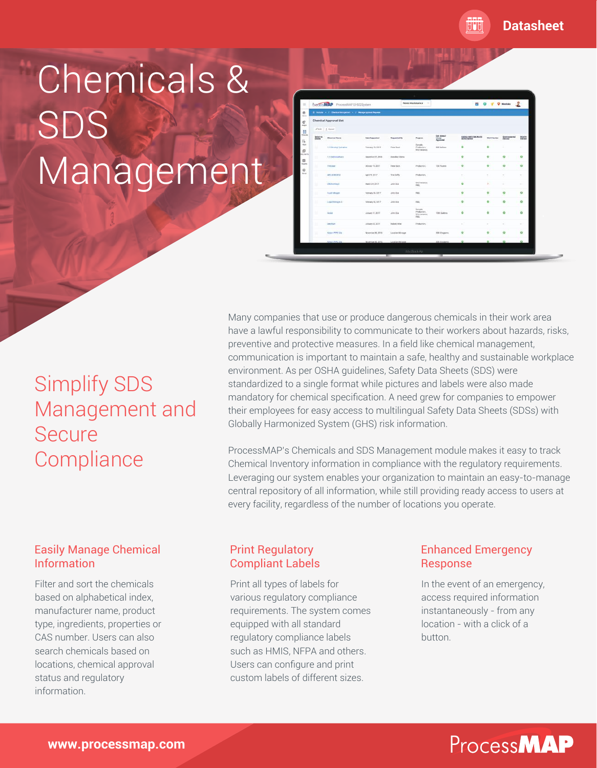Datasheet

# Chemicals & SDS Management

## Simplify SDS Management and Secure Compliance

Many companies that use or produce dangerous chemicals in their work area have a lawful responsibility to communicate to their workers about hazards, risks, preventive and protective measures. In a field like chemical management, communication is important to maintain a safe, healthy and sustainable workplace environment. As per OSHA guidelines, Safety Data Sheets (SDS) were standardized to a single format while pictures and labels were also made mandatory for chemical specification. A need grew for companies to empower their employees for easy access to multilingual Safety Data Sheets (SDSs) with Globally Harmonized System (GHS) risk information.

ProcessMAP's Chemicals and SDS Management module makes it easy to track Chemical Inventory information in compliance with the regulatory requirements. Leveraging our system enables your organization to maintain an easy-to-manage central repository of all information, while still providing ready access to users at every facility, regardless of the number of locations you operate.

### Easily Manage Chemical Information

Filter and sort the chemicals based on alphabetical index, manufacturer name, product type, ingredients, properties or CAS number. Users can also search chemicals based on locations, chemical approval status and regulatory information.

### Print Regulatory Compliant Labels

Print all types of labels for various regulatory compliance requirements. The system comes equipped with all standard regulatory compliance labels such as HMIS, NFPA and others. Users can configure and print custom labels of different sizes.

### Enhanced Emergency Response

In the event of an emergency, access required information instantaneously - from any location - with a click of a button.

www.processmap.com

ProcessMAP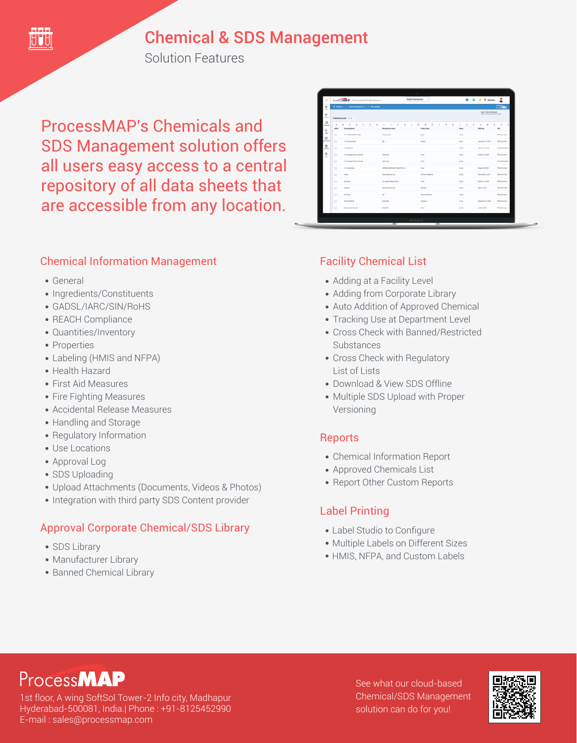# Chemical & SDS Management

Solution Features

ProcessMAP's Chemicals and SDS Management solution offers all users easy access to a central repository of all data sheets that are accessible from any location.

## Chemical Information Management

- General
- Ingredients/Constituents
- GADSL/IARC/SIN/RoHS
- REACH Compliance
- Quantities/Inventory
- Properties
- Labeling (HMIS and NFPA)
- Health Hazard
- First Aid Measures
- Fire Fighting Measures
- Accidental Release Measures
- Handling and Storage
- Regulatory Information
- Use Locations
- Approval Log
- SDS Uploading
- Upload Attachments (Documents, Videos & Photos)
- Integration with third party SDS Content provider

## Approval Corporate Chemical/SDS Library

- SDS Library
- Manufacturer Library
- Banned Chemical Library

## Facility Chemical List

- Adding at a Facility Level
- Adding from Corporate Library
- Auto Addition of Approved Chemical
- Tracking Use at Department Level
- Cross Check with Banned/Restricted Substances
- Cross Check with Regulatory List of Lists
- Download & View SDS Offline
- Multiple SDS Upload with Proper Versioning

## Reports

- Chemical Information Report
- Approved Chemicals List
- Report Other Custom Reports

## Label Printing

- Label Studio to Configure
- Multiple Labels on Different Sizes
- HMIS, NFPA, and Custom Labels

ProcessMAP

1st floor, A wing SoftSol Tower-2 Info city, Madhapur Hyderabad-500081, India.| Phone : +91-8125452990
E-mail : sales@processmap.com

See what our cloud-based Chemical/SDS Management solution can do for you!